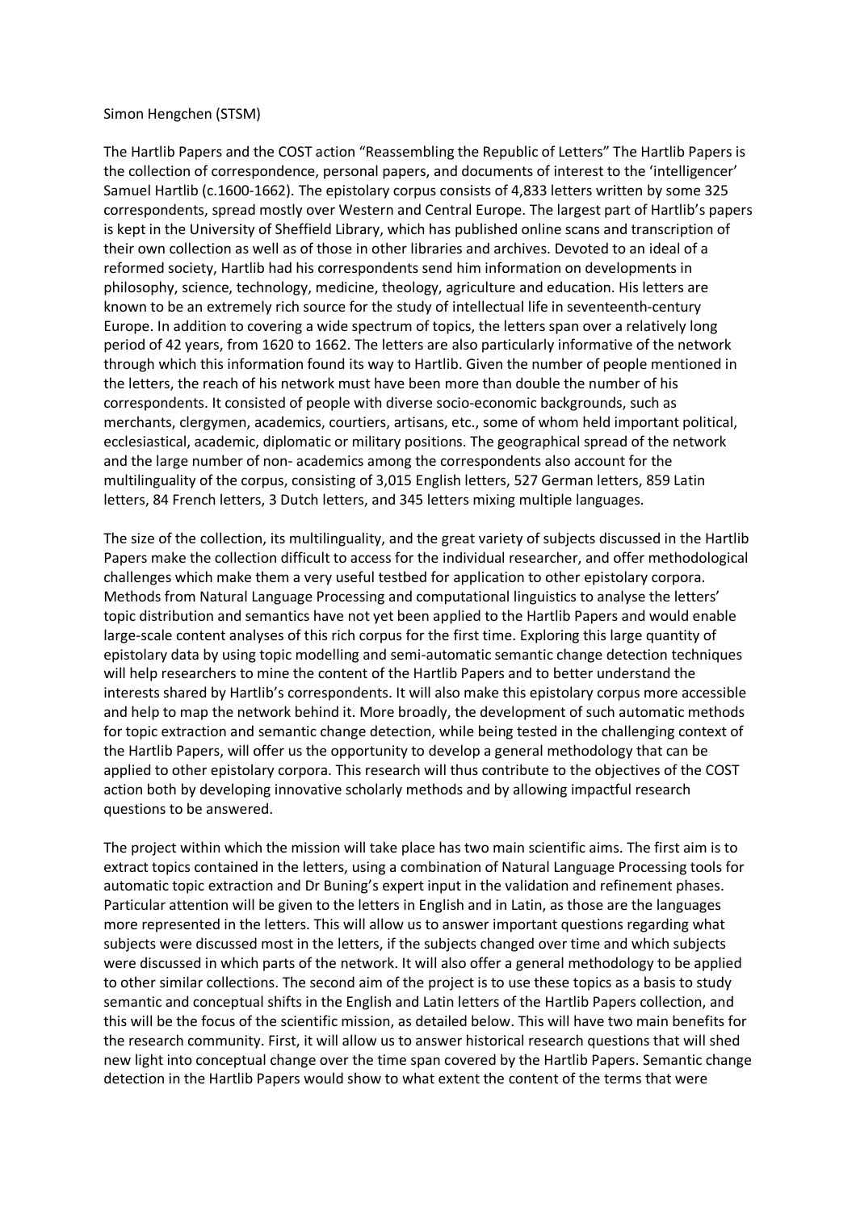Simon Hengchen (STSM)

The Hartlib Papers and the COST action "Reassembling the Republic of Letters" The Hartlib Papers is the collection of correspondence, personal papers, and documents of interest to the 'intelligencer' Samuel Hartlib (c.1600-1662). The epistolary corpus consists of 4,833 letters written by some 325 correspondents, spread mostly over Western and Central Europe. The largest part of Hartlib's papers is kept in the University of Sheffield Library, which has published online scans and transcription of their own collection as well as of those in other libraries and archives. Devoted to an ideal of a reformed society, Hartlib had his correspondents send him information on developments in philosophy, science, technology, medicine, theology, agriculture and education. His letters are known to be an extremely rich source for the study of intellectual life in seventeenth-century Europe. In addition to covering a wide spectrum of topics, the letters span over a relatively long period of 42 years, from 1620 to 1662. The letters are also particularly informative of the network through which this information found its way to Hartlib. Given the number of people mentioned in the letters, the reach of his network must have been more than double the number of his correspondents. It consisted of people with diverse socio-economic backgrounds, such as merchants, clergymen, academics, courtiers, artisans, etc., some of whom held important political, ecclesiastical, academic, diplomatic or military positions. The geographical spread of the network and the large number of non- academics among the correspondents also account for the multilinguality of the corpus, consisting of 3,015 English letters, 527 German letters, 859 Latin letters, 84 French letters, 3 Dutch letters, and 345 letters mixing multiple languages.

The size of the collection, its multilinguality, and the great variety of subjects discussed in the Hartlib Papers make the collection difficult to access for the individual researcher, and offer methodological challenges which make them a very useful testbed for application to other epistolary corpora. Methods from Natural Language Processing and computational linguistics to analyse the letters' topic distribution and semantics have not yet been applied to the Hartlib Papers and would enable large-scale content analyses of this rich corpus for the first time. Exploring this large quantity of epistolary data by using topic modelling and semi-automatic semantic change detection techniques will help researchers to mine the content of the Hartlib Papers and to better understand the interests shared by Hartlib's correspondents. It will also make this epistolary corpus more accessible and help to map the network behind it. More broadly, the development of such automatic methods for topic extraction and semantic change detection, while being tested in the challenging context of the Hartlib Papers, will offer us the opportunity to develop a general methodology that can be applied to other epistolary corpora. This research will thus contribute to the objectives of the COST action both by developing innovative scholarly methods and by allowing impactful research questions to be answered.

The project within which the mission will take place has two main scientific aims. The first aim is to extract topics contained in the letters, using a combination of Natural Language Processing tools for automatic topic extraction and Dr Buning's expert input in the validation and refinement phases. Particular attention will be given to the letters in English and in Latin, as those are the languages more represented in the letters. This will allow us to answer important questions regarding what subjects were discussed most in the letters, if the subjects changed over time and which subjects were discussed in which parts of the network. It will also offer a general methodology to be applied to other similar collections. The second aim of the project is to use these topics as a basis to study semantic and conceptual shifts in the English and Latin letters of the Hartlib Papers collection, and this will be the focus of the scientific mission, as detailed below. This will have two main benefits for the research community. First, it will allow us to answer historical research questions that will shed new light into conceptual change over the time span covered by the Hartlib Papers. Semantic change detection in the Hartlib Papers would show to what extent the content of the terms that were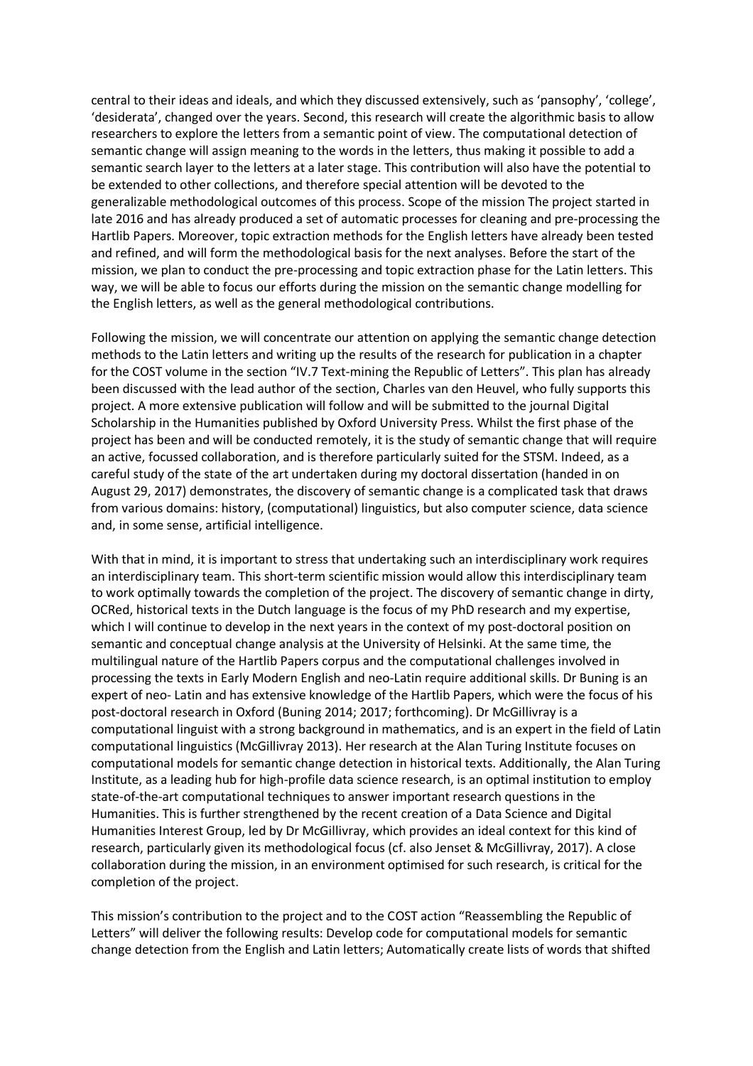central to their ideas and ideals, and which they discussed extensively, such as 'pansophy', 'college', 'desiderata', changed over the years. Second, this research will create the algorithmic basis to allow researchers to explore the letters from a semantic point of view. The computational detection of semantic change will assign meaning to the words in the letters, thus making it possible to add a semantic search layer to the letters at a later stage. This contribution will also have the potential to be extended to other collections, and therefore special attention will be devoted to the generalizable methodological outcomes of this process. Scope of the mission The project started in late 2016 and has already produced a set of automatic processes for cleaning and pre-processing the Hartlib Papers. Moreover, topic extraction methods for the English letters have already been tested and refined, and will form the methodological basis for the next analyses. Before the start of the mission, we plan to conduct the pre-processing and topic extraction phase for the Latin letters. This way, we will be able to focus our efforts during the mission on the semantic change modelling for the English letters, as well as the general methodological contributions.

Following the mission, we will concentrate our attention on applying the semantic change detection methods to the Latin letters and writing up the results of the research for publication in a chapter for the COST volume in the section "IV.7 Text-mining the Republic of Letters". This plan has already been discussed with the lead author of the section, Charles van den Heuvel, who fully supports this project. A more extensive publication will follow and will be submitted to the journal Digital Scholarship in the Humanities published by Oxford University Press. Whilst the first phase of the project has been and will be conducted remotely, it is the study of semantic change that will require an active, focussed collaboration, and is therefore particularly suited for the STSM. Indeed, as a careful study of the state of the art undertaken during my doctoral dissertation (handed in on August 29, 2017) demonstrates, the discovery of semantic change is a complicated task that draws from various domains: history, (computational) linguistics, but also computer science, data science and, in some sense, artificial intelligence.

With that in mind, it is important to stress that undertaking such an interdisciplinary work requires an interdisciplinary team. This short-term scientific mission would allow this interdisciplinary team to work optimally towards the completion of the project. The discovery of semantic change in dirty, OCRed, historical texts in the Dutch language is the focus of my PhD research and my expertise, which I will continue to develop in the next years in the context of my post-doctoral position on semantic and conceptual change analysis at the University of Helsinki. At the same time, the multilingual nature of the Hartlib Papers corpus and the computational challenges involved in processing the texts in Early Modern English and neo-Latin require additional skills. Dr Buning is an expert of neo- Latin and has extensive knowledge of the Hartlib Papers, which were the focus of his post-doctoral research in Oxford (Buning 2014; 2017; forthcoming). Dr McGillivray is a computational linguist with a strong background in mathematics, and is an expert in the field of Latin computational linguistics (McGillivray 2013). Her research at the Alan Turing Institute focuses on computational models for semantic change detection in historical texts. Additionally, the Alan Turing Institute, as a leading hub for high-profile data science research, is an optimal institution to employ state-of-the-art computational techniques to answer important research questions in the Humanities. This is further strengthened by the recent creation of a Data Science and Digital Humanities Interest Group, led by Dr McGillivray, which provides an ideal context for this kind of research, particularly given its methodological focus (cf. also Jenset & McGillivray, 2017). A close collaboration during the mission, in an environment optimised for such research, is critical for the completion of the project.

This mission's contribution to the project and to the COST action "Reassembling the Republic of Letters" will deliver the following results: Develop code for computational models for semantic change detection from the English and Latin letters; Automatically create lists of words that shifted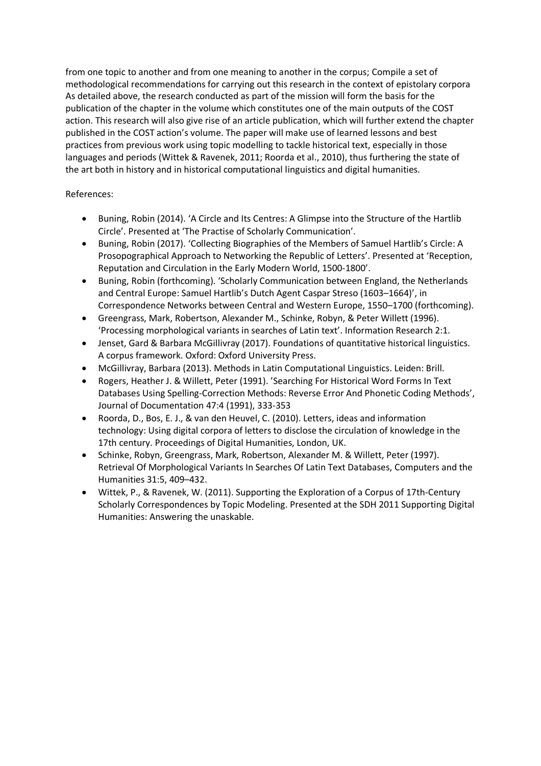from one topic to another and from one meaning to another in the corpus; Compile a set of methodological recommendations for carrying out this research in the context of epistolary corpora As detailed above, the research conducted as part of the mission will form the basis for the publication of the chapter in the volume which constitutes one of the main outputs of the COST action. This research will also give rise of an article publication, which will further extend the chapter published in the COST action's volume. The paper will make use of learned lessons and best practices from previous work using topic modelling to tackle historical text, especially in those languages and periods (Wittek & Ravenek, 2011; Roorda et al., 2010), thus furthering the state of the art both in history and in historical computational linguistics and digital humanities.

References:

- Buning, Robin (2014). 'A Circle and Its Centres: A Glimpse into the Structure of the Hartlib Circle'. Presented at 'The Practise of Scholarly Communication'.
- Buning, Robin (2017). 'Collecting Biographies of the Members of Samuel Hartlib's Circle: A Prosopographical Approach to Networking the Republic of Letters'. Presented at 'Reception, Reputation and Circulation in the Early Modern World, 1500-1800'.
- Buning, Robin (forthcoming). 'Scholarly Communication between England, the Netherlands and Central Europe: Samuel Hartlib's Dutch Agent Caspar Streso (1603–1664)', in Correspondence Networks between Central and Western Europe, 1550–1700 (forthcoming).
- Greengrass, Mark, Robertson, Alexander M., Schinke, Robyn, & Peter Willett (1996). 'Processing morphological variants in searches of Latin text'. Information Research 2:1.
- Jenset, Gard & Barbara McGillivray (2017). Foundations of quantitative historical linguistics. A corpus framework. Oxford: Oxford University Press.
- McGillivray, Barbara (2013). Methods in Latin Computational Linguistics. Leiden: Brill.
- Rogers, Heather J. & Willett, Peter (1991). 'Searching For Historical Word Forms In Text Databases Using Spelling-Correction Methods: Reverse Error And Phonetic Coding Methods', Journal of Documentation 47:4 (1991), 333-353
- Roorda, D., Bos, E. J., & van den Heuvel, C. (2010). Letters, ideas and information technology: Using digital corpora of letters to disclose the circulation of knowledge in the 17th century. Proceedings of Digital Humanities, London, UK.
- Schinke, Robyn, Greengrass, Mark, Robertson, Alexander M. & Willett, Peter (1997). Retrieval Of Morphological Variants In Searches Of Latin Text Databases, Computers and the Humanities 31:5, 409–432.
- Wittek, P., & Ravenek, W. (2011). Supporting the Exploration of a Corpus of 17th-Century Scholarly Correspondences by Topic Modeling. Presented at the SDH 2011 Supporting Digital Humanities: Answering the unaskable.